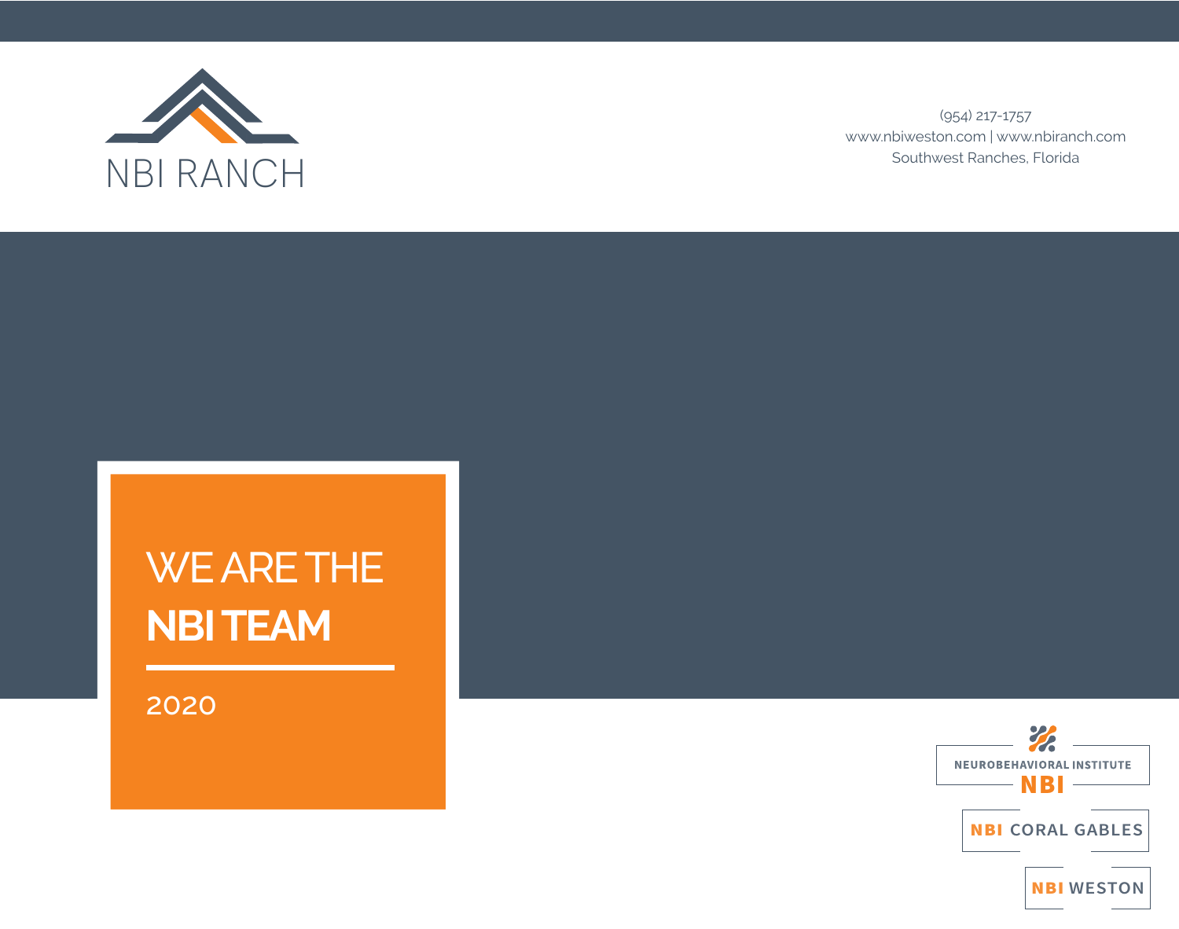NBI RANCH

(954) 217-1757
www.nbiweston.com | www.nbiranch.com
Southwest Ranches, Florida

# WE ARE THE **NBI TEAM**

2020

NEUROBEHAVIORAL INSTITUTE
NBI

NBI CORAL GABLES

NBI WESTON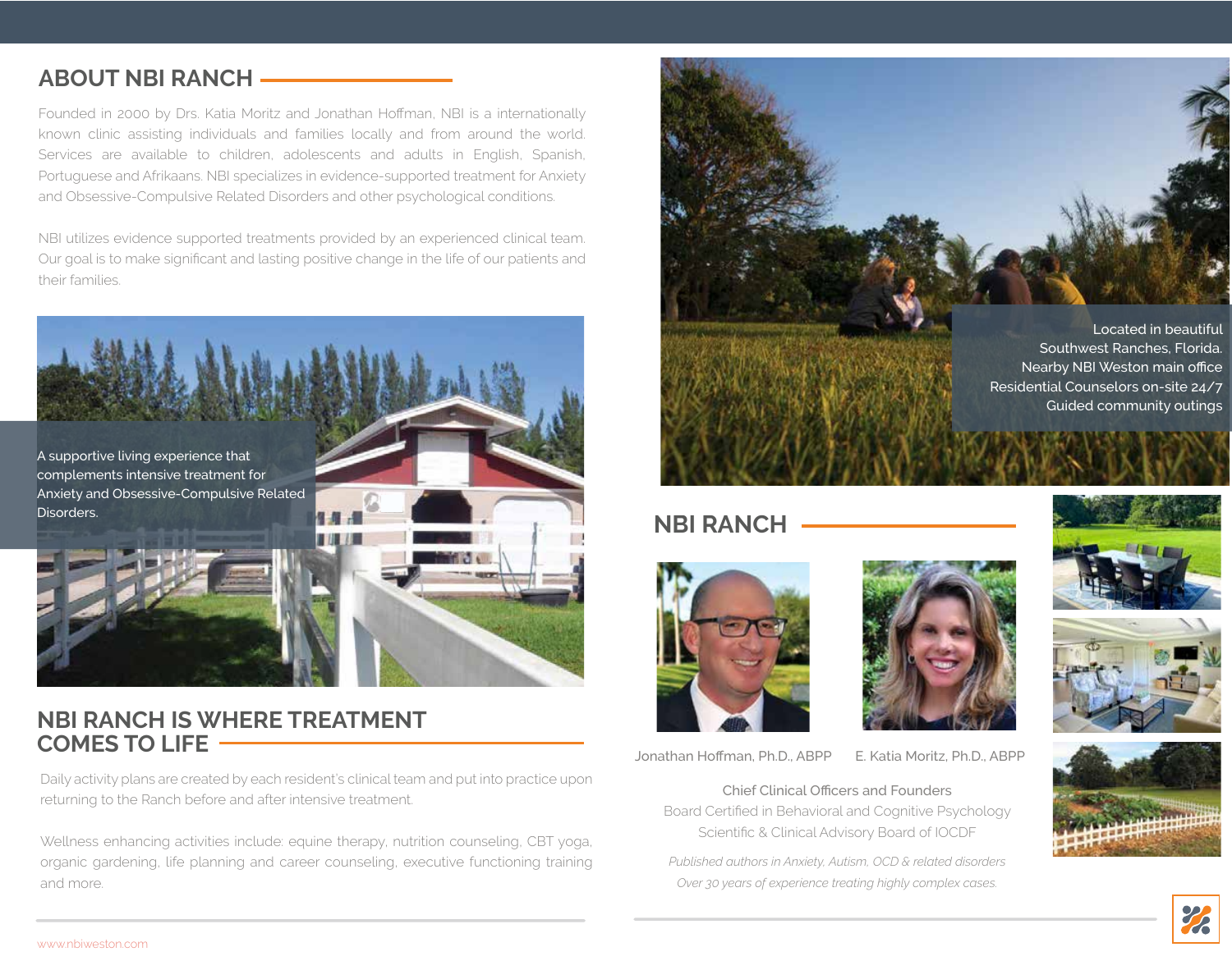## ABOUT NBI RANCH

Founded in 2000 by Drs. Katia Moritz and Jonathan Hoffman, NBI is a internationally known clinic assisting individuals and families locally and from around the world. Services are available to children, adolescents and adults in English, Spanish, Portuguese and Afrikaans. NBI specializes in evidence-supported treatment for Anxiety and Obsessive-Compulsive Related Disorders and other psychological conditions.

NBI utilizes evidence supported treatments provided by an experienced clinical team. Our goal is to make significant and lasting positive change in the life of our patients and their families.

A supportive living experience that complements intensive treatment for Anxiety and Obsessive-Compulsive Related Disorders.

## NBI RANCH IS WHERE TREATMENT COMES TO LIFE

Daily activity plans are created by each resident's clinical team and put into practice upon returning to the Ranch before and after intensive treatment.

Wellness enhancing activities include: equine therapy, nutrition counseling, CBT yoga, organic gardening, life planning and career counseling, executive functioning training and more.

Located in beautiful Southwest Ranches, Florida.
Nearby NBI Weston main office
Residential Counselors on-site 24/7
Guided community outings

## NBI RANCH

Jonathan Hoffman, Ph.D., ABPP

E. Katia Moritz, Ph.D., ABPP

Chief Clinical Officers and Founders
Board Certified in Behavioral and Cognitive Psychology
Scientific & Clinical Advisory Board of IOCDF

*Published authors in Anxiety, Autism, OCD & related disorders*
*Over 30 years of experience treating highly complex cases.*

www.nbiweston.com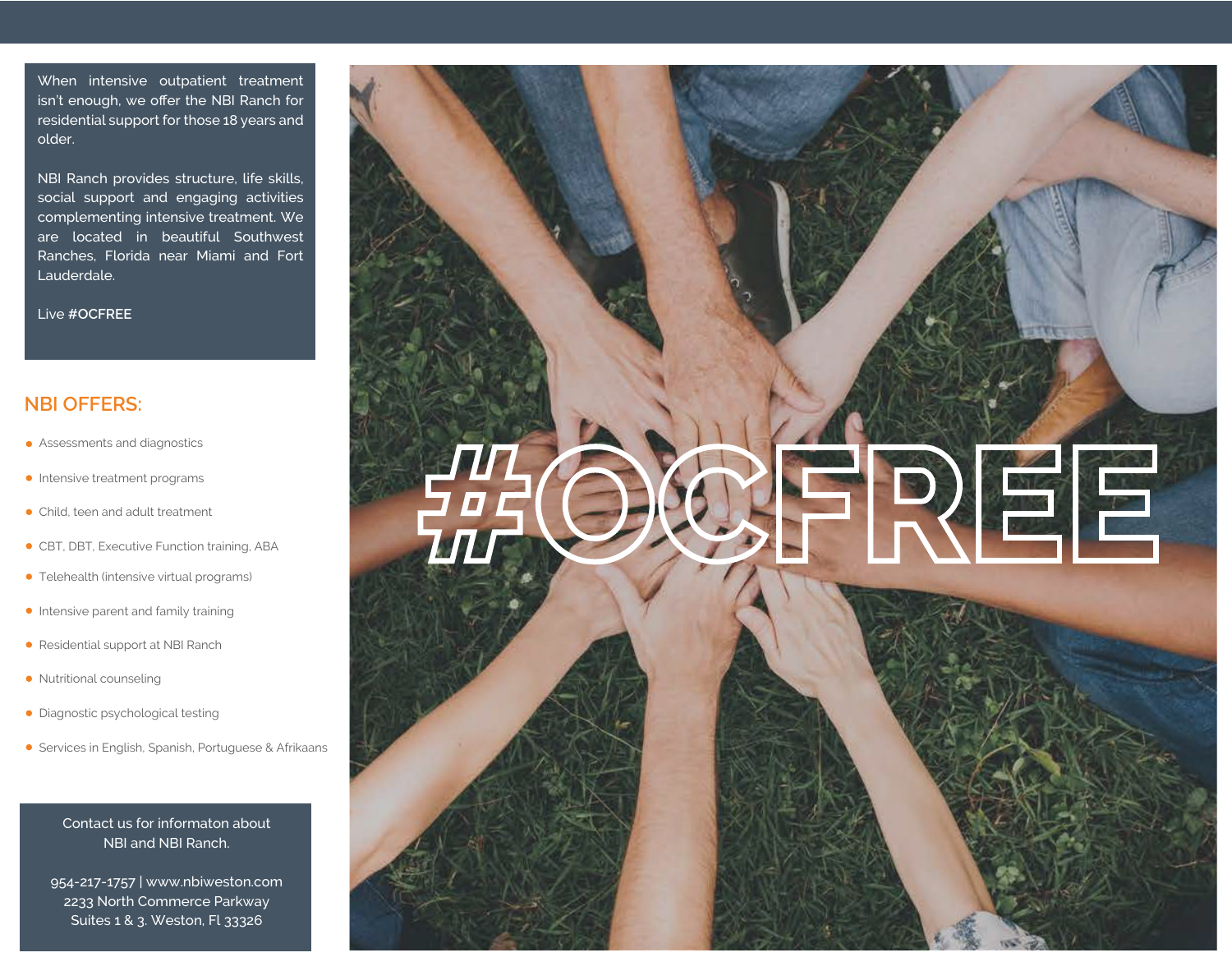When intensive outpatient treatment isn't enough, we offer the NBI Ranch for residential support for those 18 years and older.

NBI Ranch provides structure, life skills, social support and engaging activities complementing intensive treatment. We are located in beautiful Southwest Ranches, Florida near Miami and Fort Lauderdale.

Live **#OCFREE**

## NBI OFFERS:

- Assessments and diagnostics
- Intensive treatment programs
- Child, teen and adult treatment
- CBT, DBT, Executive Function training, ABA
- Telehealth (intensive virtual programs)
- Intensive parent and family training
- Residential support at NBI Ranch
- Nutritional counseling
- Diagnostic psychological testing
- Services in English, Spanish, Portuguese & Afrikaans

Contact us for informaton about NBI and NBI Ranch.

954-217-1757 | www.nbiweston.com
2233 North Commerce Parkway
Suites 1 & 3. Weston, Fl 33326

#OCFREE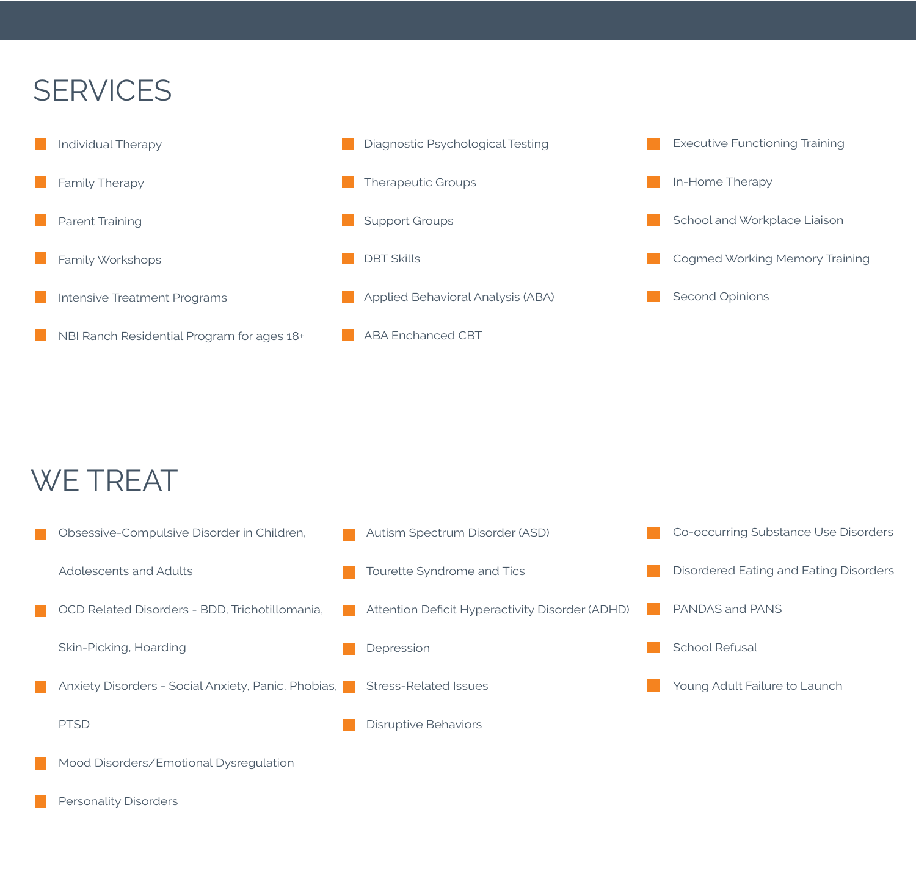# SERVICES

- Individual Therapy
- Family Therapy
- Parent Training
- Family Workshops
- Intensive Treatment Programs
- NBI Ranch Residential Program for ages 18+
- Diagnostic Psychological Testing
- Therapeutic Groups
- Support Groups
- DBT Skills
- Applied Behavioral Analysis (ABA)
- ABA Enchanced CBT
- Executive Functioning Training
- In-Home Therapy
- School and Workplace Liaison
- Cogmed Working Memory Training
- Second Opinions

# WE TREAT

- Obsessive-Compulsive Disorder in Children, Adolescents and Adults
- OCD Related Disorders - BDD, Trichotillomania, Skin-Picking, Hoarding
- Anxiety Disorders - Social Anxiety, Panic, Phobias, PTSD
- Mood Disorders/Emotional Dysregulation
- Personality Disorders
- Autism Spectrum Disorder (ASD)
- Tourette Syndrome and Tics
- Attention Deficit Hyperactivity Disorder (ADHD)
- Depression
- Stress-Related Issues
- Disruptive Behaviors
- Co-occurring Substance Use Disorders
- Disordered Eating and Eating Disorders
- PANDAS and PANS
- School Refusal
- Young Adult Failure to Launch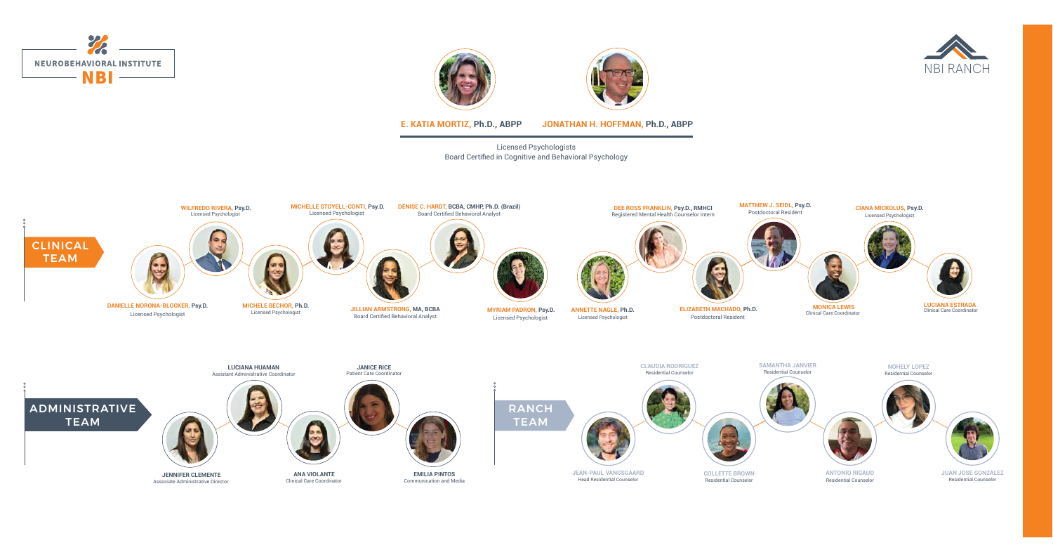NEUROBEHAVIORAL INSTITUTE

NBI

NBI RANCH

**E. KATIA MORTIZ, Ph.D., ABPP** 

**JONATHAN H. HOFFMAN, Ph.D., ABPP**

Licensed Psychologists
Board Certified in Cognitive and Behavioral Psychology

## CLINICAL TEAM

**DANIELLE NORONA-BLOCKER, Psy.D.**
Licensed Psychologist

**WILFREDO RIVERA, Psy.D.**
Licensed Psychologist

**MICHELE BECHOR, Ph.D.**
Licensed Psychologist

**MICHELLE STOYELL-CONTI, Psy.D.**
Licensed Psychologist

**JILLIAN ARMSTRONG, MA, BCBA**
Board Certified Behavioral Analyst

**DENISE C. HARDT, BCBA, CMHP, Ph.D. (Brazil)**
Board Certified Behavioral Analyst

**MYRIAM PADRON, Psy.D.**
Licensed Psychologist

**ANNETTE NAGLE, Ph.D.**
Licensed Psychologist

**DEE ROSS FRANKLIN, Psy.D., RMHCI**
Registered Mental Health Counselor Intern

**ELIZABETH MACHADO, Ph.D.**
Postdoctoral Resident

**MATTHEW J. SEIDL, Psy.D.**
Postdoctoral Resident

**MONICA LEWIS**
Clinical Care Coordinator

**CIANA MICKOLUS, Psy.D.**
Licensed Psychologist

**LUCIANA ESTRADA**
Clinical Care Coordinator

## ADMINISTRATIVE TEAM

**JENNIFER CLEMENTE**
Associate Administrative Director

**LUCIANA HUAMAN**
Assistant Administrative Coordinator

**ANA VIOLANTE**
Clinical Care Coordinator

**JANICE RICE**
Patient Care Coordinator

**EMILIA PINTOS**
Communication and Media

## RANCH TEAM

**JEAN-PAUL VANGSGAARD**
Head Residential Counselor

**CLAUDIA RODRIGUEZ**
Residential Counselor

**COLLETTE BROWN**
Residential Counselor

**SAMANTHA JANVIER**
Residential Counselor

**ANTONIO RIGAUD**
Residential Counselor

**NOHELY LOPEZ**
Residential Counselor

**JUAN JOSE GONZALEZ**
Residential Counselor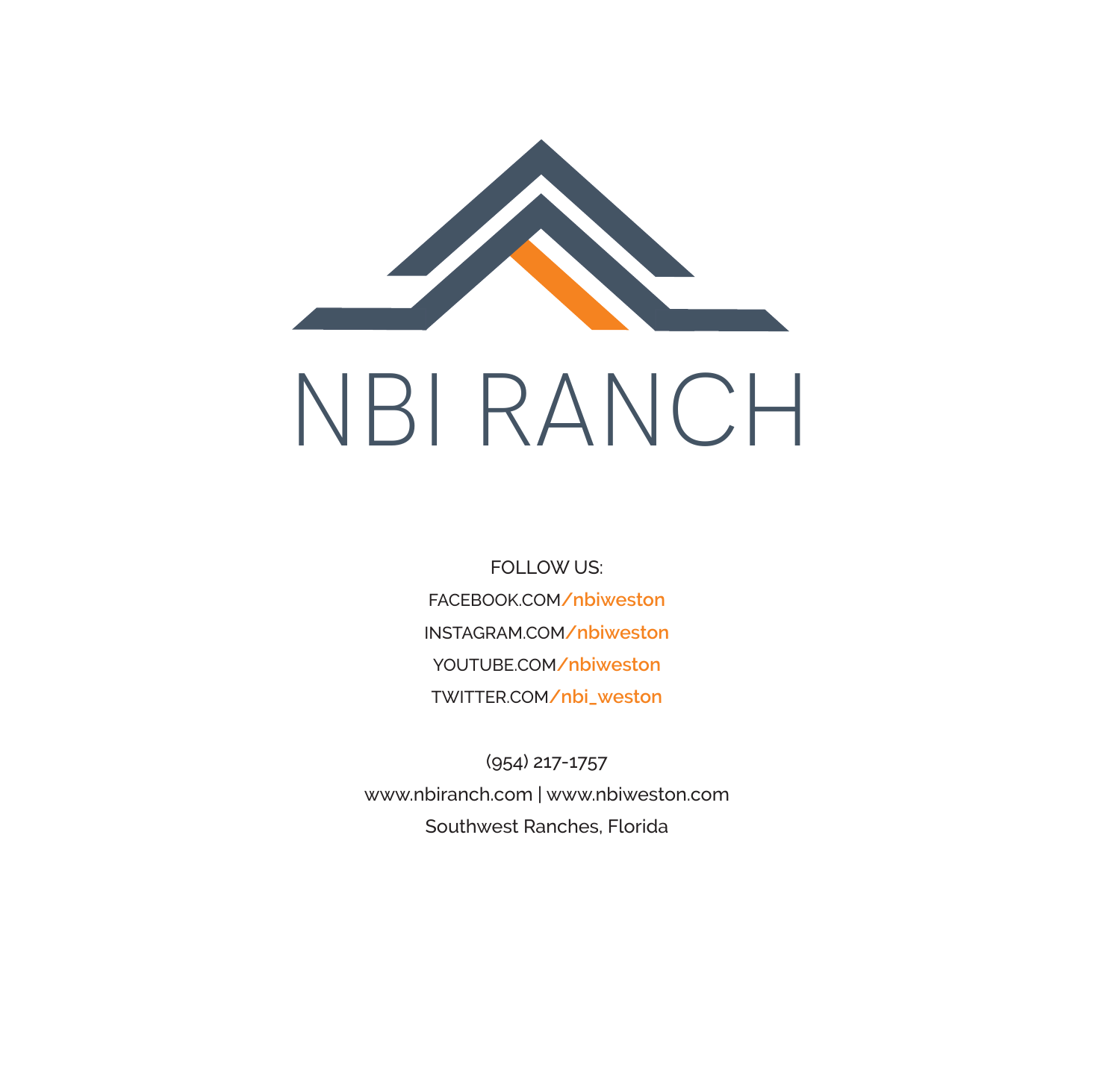# NBI RANCH

FOLLOW US:

FACEBOOK.COM**/nbiweston**

INSTAGRAM.COM**/nbiweston**

YOUTUBE.COM**/nbiweston**

TWITTER.COM**/nbi_weston**

(954) 217-1757

www.nbiranch.com | www.nbiweston.com

Southwest Ranches, Florida